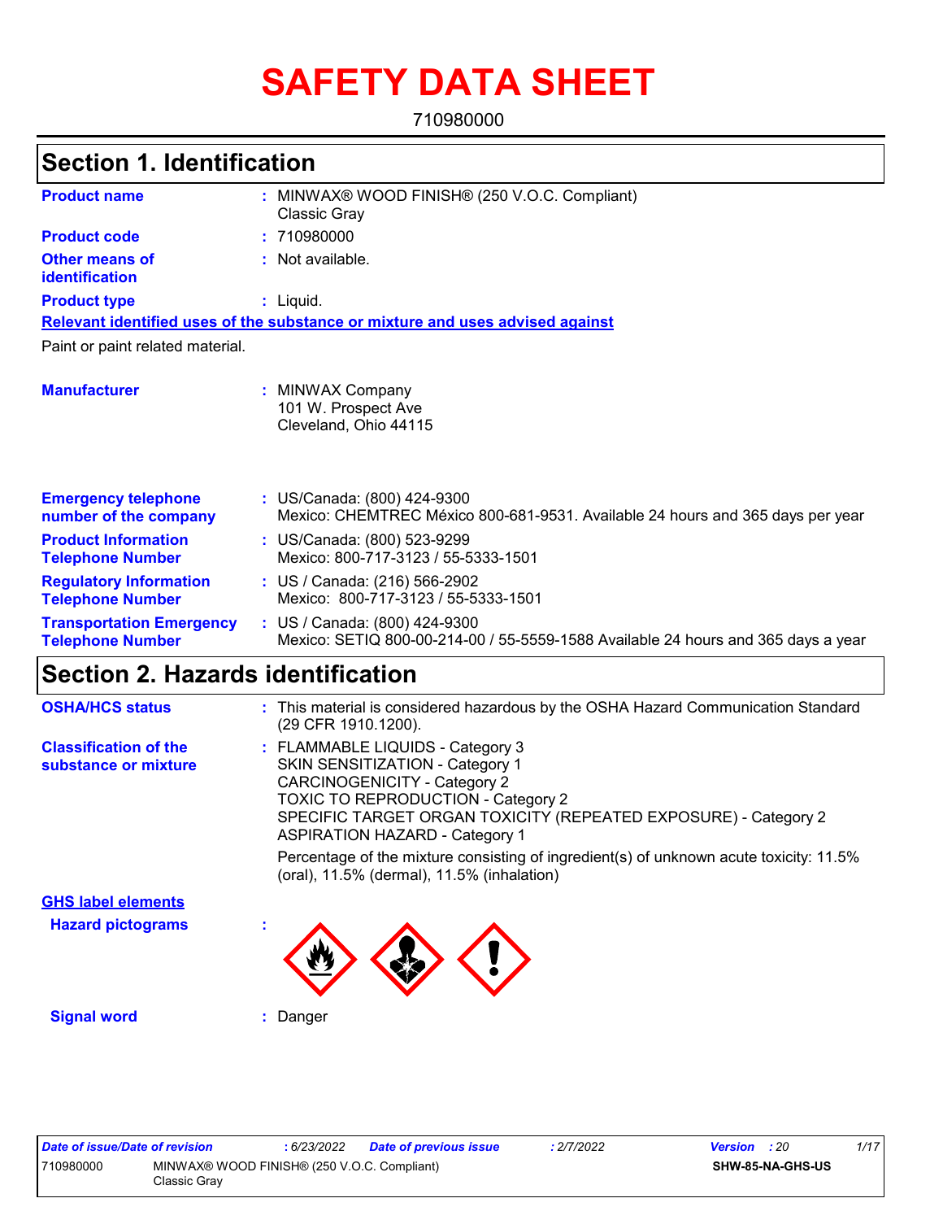# SAFETY DATA SHEET

710980000

## Section 1. Identification

**Product name** : MINWAX® WOOD FINISH® (250 V.O.C. Compliant) Classic Gray

**Product code** : 710980000

**Other means of identification** : Not available.

**Product type** : Liquid.

**Relevant identified uses of the substance or mixture and uses advised against**

Paint or paint related material.

**Manufacturer** : MINWAX Company
101 W. Prospect Ave
Cleveland, Ohio 44115

**Emergency telephone number of the company** : US/Canada: (800) 424-9300
Mexico: CHEMTREC México 800-681-9531. Available 24 hours and 365 days per year

**Product Information Telephone Number** : US/Canada: (800) 523-9299
Mexico: 800-717-3123 / 55-5333-1501

**Regulatory Information Telephone Number** : US / Canada: (216) 566-2902
Mexico: 800-717-3123 / 55-5333-1501

**Transportation Emergency Telephone Number** : US / Canada: (800) 424-9300
Mexico: SETIQ 800-00-214-00 / 55-5559-1588 Available 24 hours and 365 days a year

## Section 2. Hazards identification

**OSHA/HCS status** : This material is considered hazardous by the OSHA Hazard Communication Standard (29 CFR 1910.1200).

**Classification of the substance or mixture** : FLAMMABLE LIQUIDS - Category 3
SKIN SENSITIZATION - Category 1
CARCINOGENICITY - Category 2
TOXIC TO REPRODUCTION - Category 2
SPECIFIC TARGET ORGAN TOXICITY (REPEATED EXPOSURE) - Category 2
ASPIRATION HAZARD - Category 1

Percentage of the mixture consisting of ingredient(s) of unknown acute toxicity: 11.5% (oral), 11.5% (dermal), 11.5% (inhalation)

**GHS label elements**

**Hazard pictograms** :

**Signal word** : Danger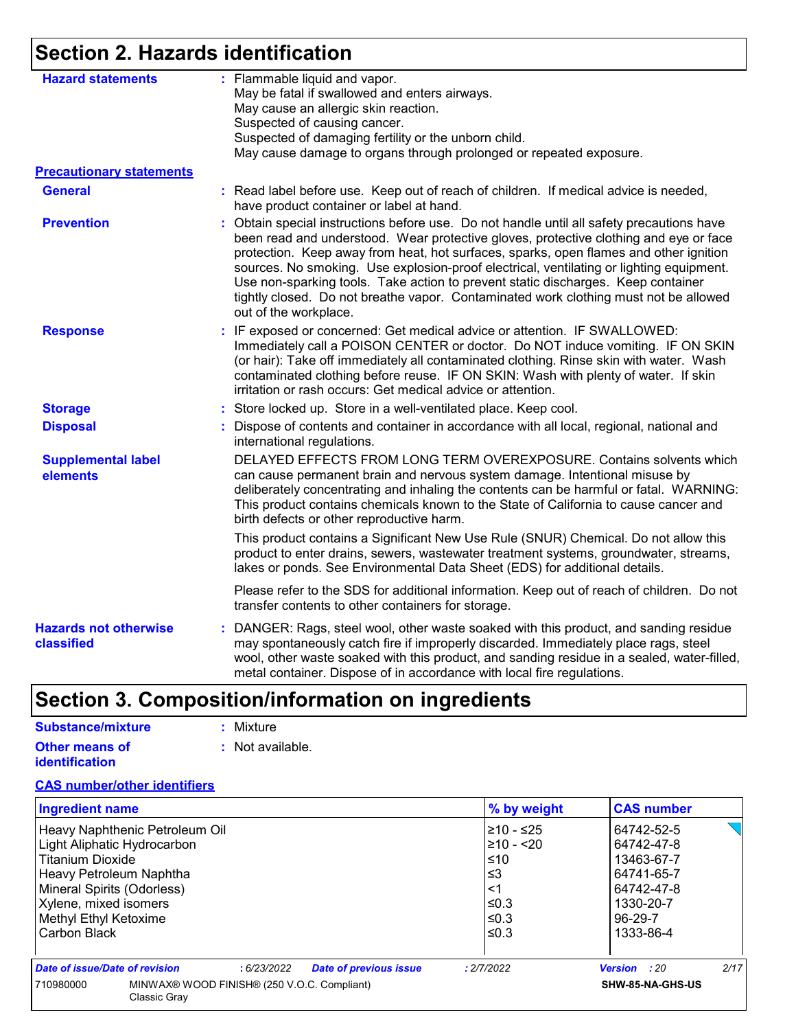## Section 2. Hazards identification

**Hazard statements** : Flammable liquid and vapor.
May be fatal if swallowed and enters airways.
May cause an allergic skin reaction.
Suspected of causing cancer.
Suspected of damaging fertility or the unborn child.
May cause damage to organs through prolonged or repeated exposure.

**Precautionary statements**

**General** : Read label before use. Keep out of reach of children. If medical advice is needed, have product container or label at hand.

**Prevention** : Obtain special instructions before use. Do not handle until all safety precautions have been read and understood. Wear protective gloves, protective clothing and eye or face protection. Keep away from heat, hot surfaces, sparks, open flames and other ignition sources. No smoking. Use explosion-proof electrical, ventilating or lighting equipment. Use non-sparking tools. Take action to prevent static discharges. Keep container tightly closed. Do not breathe vapor. Contaminated work clothing must not be allowed out of the workplace.

**Response** : IF exposed or concerned: Get medical advice or attention. IF SWALLOWED: Immediately call a POISON CENTER or doctor. Do NOT induce vomiting. IF ON SKIN (or hair): Take off immediately all contaminated clothing. Rinse skin with water. Wash contaminated clothing before reuse. IF ON SKIN: Wash with plenty of water. If skin irritation or rash occurs: Get medical advice or attention.

**Storage** : Store locked up. Store in a well-ventilated place. Keep cool.

**Disposal** : Dispose of contents and container in accordance with all local, regional, national and international regulations.

**Supplemental label elements**

DELAYED EFFECTS FROM LONG TERM OVEREXPOSURE. Contains solvents which can cause permanent brain and nervous system damage. Intentional misuse by deliberately concentrating and inhaling the contents can be harmful or fatal. WARNING: This product contains chemicals known to the State of California to cause cancer and birth defects or other reproductive harm.

This product contains a Significant New Use Rule (SNUR) Chemical. Do not allow this product to enter drains, sewers, wastewater treatment systems, groundwater, streams, lakes or ponds. See Environmental Data Sheet (EDS) for additional details.

Please refer to the SDS for additional information. Keep out of reach of children. Do not transfer contents to other containers for storage.

**Hazards not otherwise classified** : DANGER: Rags, steel wool, other waste soaked with this product, and sanding residue may spontaneously catch fire if improperly discarded. Immediately place rags, steel wool, other waste soaked with this product, and sanding residue in a sealed, water-filled, metal container. Dispose of in accordance with local fire regulations.

## Section 3. Composition/information on ingredients

**Substance/mixture** : Mixture

**Other means of identification** : Not available.

**CAS number/other identifiers**

| Ingredient name | % by weight | CAS number |
| --- | --- | --- |
| Heavy Naphthenic Petroleum Oil | ≥10 - ≤25 | 64742-52-5 |
| Light Aliphatic Hydrocarbon | ≥10 - <20 | 64742-47-8 |
| Titanium Dioxide | ≤10 | 13463-67-7 |
| Heavy Petroleum Naphtha | ≤3 | 64741-65-7 |
| Mineral Spirits (Odorless) | <1 | 64742-47-8 |
| Xylene, mixed isomers | ≤0.3 | 1330-20-7 |
| Methyl Ethyl Ketoxime | ≤0.3 | 96-29-7 |
| Carbon Black | ≤0.3 | 1333-86-4 |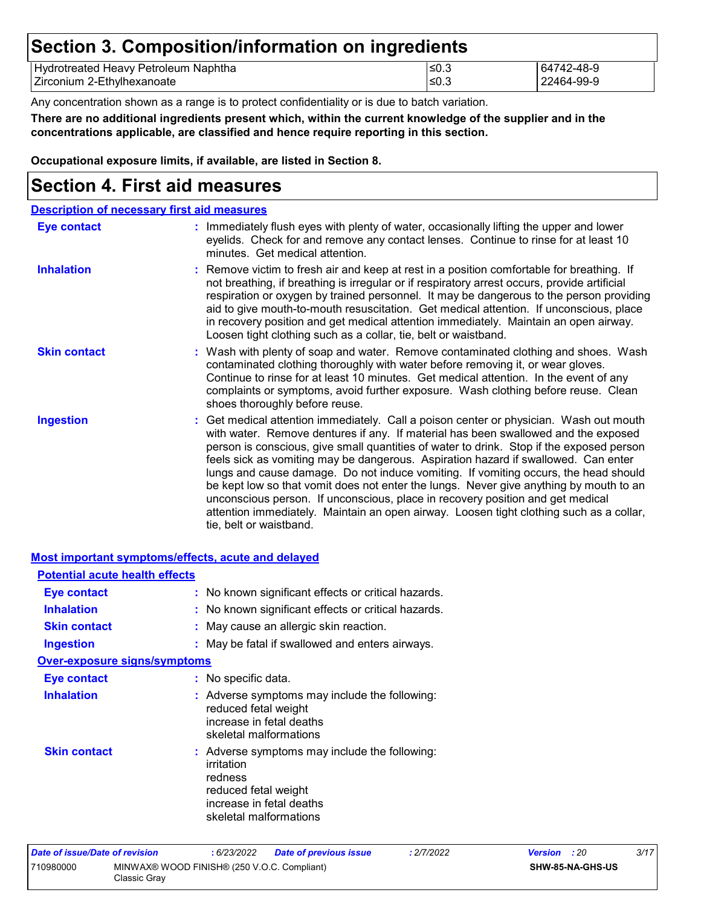## Section 3. Composition/information on ingredients

| | | |
|---|---|---|
| Hydrotreated Heavy Petroleum Naphtha | ≤0.3 | 64742-48-9 |
| Zirconium 2-Ethylhexanoate | ≤0.3 | 22464-99-9 |

Any concentration shown as a range is to protect confidentiality or is due to batch variation.

**There are no additional ingredients present which, within the current knowledge of the supplier and in the concentrations applicable, are classified and hence require reporting in this section.**

**Occupational exposure limits, if available, are listed in Section 8.**

## Section 4. First aid measures

### Description of necessary first aid measures

**Eye contact** : Immediately flush eyes with plenty of water, occasionally lifting the upper and lower eyelids. Check for and remove any contact lenses. Continue to rinse for at least 10 minutes. Get medical attention.

**Inhalation** : Remove victim to fresh air and keep at rest in a position comfortable for breathing. If not breathing, if breathing is irregular or if respiratory arrest occurs, provide artificial respiration or oxygen by trained personnel. It may be dangerous to the person providing aid to give mouth-to-mouth resuscitation. Get medical attention. If unconscious, place in recovery position and get medical attention immediately. Maintain an open airway. Loosen tight clothing such as a collar, tie, belt or waistband.

**Skin contact** : Wash with plenty of soap and water. Remove contaminated clothing and shoes. Wash contaminated clothing thoroughly with water before removing it, or wear gloves. Continue to rinse for at least 10 minutes. Get medical attention. In the event of any complaints or symptoms, avoid further exposure. Wash clothing before reuse. Clean shoes thoroughly before reuse.

**Ingestion** : Get medical attention immediately. Call a poison center or physician. Wash out mouth with water. Remove dentures if any. If material has been swallowed and the exposed person is conscious, give small quantities of water to drink. Stop if the exposed person feels sick as vomiting may be dangerous. Aspiration hazard if swallowed. Can enter lungs and cause damage. Do not induce vomiting. If vomiting occurs, the head should be kept low so that vomit does not enter the lungs. Never give anything by mouth to an unconscious person. If unconscious, place in recovery position and get medical attention immediately. Maintain an open airway. Loosen tight clothing such as a collar, tie, belt or waistband.

### Most important symptoms/effects, acute and delayed

#### Potential acute health effects

**Eye contact** : No known significant effects or critical hazards.

**Inhalation** : No known significant effects or critical hazards.

**Skin contact** : May cause an allergic skin reaction.

**Ingestion** : May be fatal if swallowed and enters airways.

#### Over-exposure signs/symptoms

**Eye contact** : No specific data.

**Inhalation** : Adverse symptoms may include the following:
reduced fetal weight
increase in fetal deaths
skeletal malformations

**Skin contact** : Adverse symptoms may include the following:
irritation
redness
reduced fetal weight
increase in fetal deaths
skeletal malformations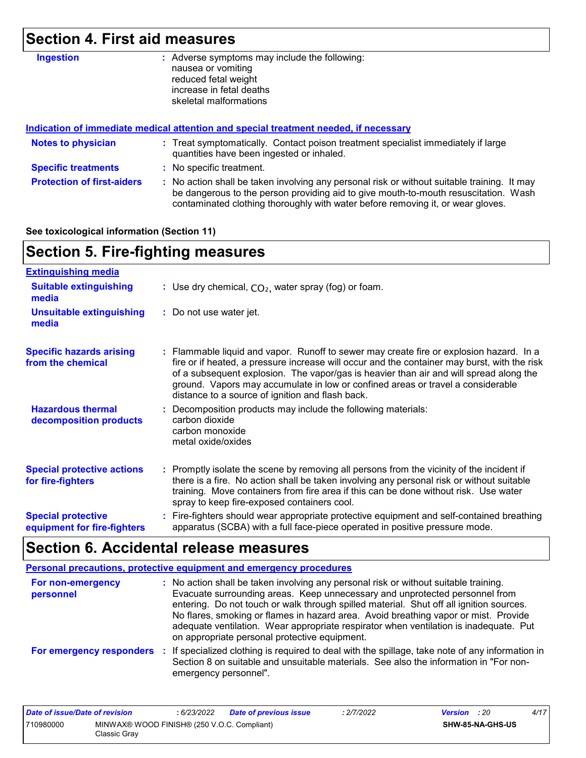## Section 4. First aid measures

**Ingestion** : Adverse symptoms may include the following:
nausea or vomiting
reduced fetal weight
increase in fetal deaths
skeletal malformations

**Indication of immediate medical attention and special treatment needed, if necessary**

**Notes to physician** : Treat symptomatically. Contact poison treatment specialist immediately if large quantities have been ingested or inhaled.

**Specific treatments** : No specific treatment.

**Protection of first-aiders** : No action shall be taken involving any personal risk or without suitable training. It may be dangerous to the person providing aid to give mouth-to-mouth resuscitation. Wash contaminated clothing thoroughly with water before removing it, or wear gloves.

**See toxicological information (Section 11)**

## Section 5. Fire-fighting measures

**Extinguishing media**

**Suitable extinguishing media** : Use dry chemical, $CO_2$, water spray (fog) or foam.

**Unsuitable extinguishing media** : Do not use water jet.

**Specific hazards arising from the chemical** : Flammable liquid and vapor. Runoff to sewer may create fire or explosion hazard. In a fire or if heated, a pressure increase will occur and the container may burst, with the risk of a subsequent explosion. The vapor/gas is heavier than air and will spread along the ground. Vapors may accumulate in low or confined areas or travel a considerable distance to a source of ignition and flash back.

**Hazardous thermal decomposition products** : Decomposition products may include the following materials:
carbon dioxide
carbon monoxide
metal oxide/oxides

**Special protective actions for fire-fighters** : Promptly isolate the scene by removing all persons from the vicinity of the incident if there is a fire. No action shall be taken involving any personal risk or without suitable training. Move containers from fire area if this can be done without risk. Use water spray to keep fire-exposed containers cool.

**Special protective equipment for fire-fighters** : Fire-fighters should wear appropriate protective equipment and self-contained breathing apparatus (SCBA) with a full face-piece operated in positive pressure mode.

## Section 6. Accidental release measures

**Personal precautions, protective equipment and emergency procedures**

**For non-emergency personnel** : No action shall be taken involving any personal risk or without suitable training. Evacuate surrounding areas. Keep unnecessary and unprotected personnel from entering. Do not touch or walk through spilled material. Shut off all ignition sources. No flares, smoking or flames in hazard area. Avoid breathing vapor or mist. Provide adequate ventilation. Wear appropriate respirator when ventilation is inadequate. Put on appropriate personal protective equipment.

**For emergency responders** : If specialized clothing is required to deal with the spillage, take note of any information in Section 8 on suitable and unsuitable materials. See also the information in "For non-emergency personnel".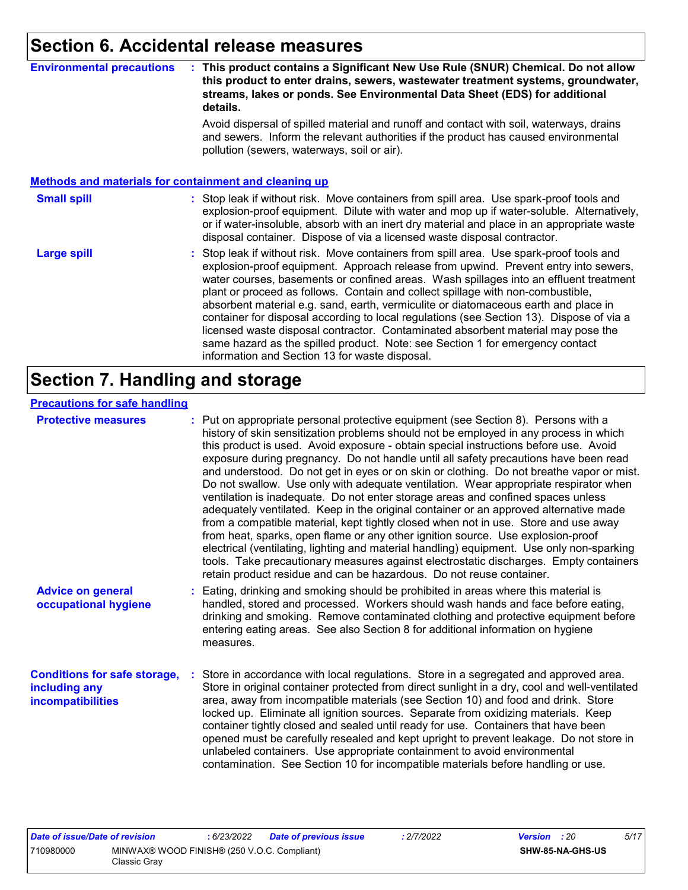## Section 6. Accidental release measures

**Environmental precautions** : **This product contains a Significant New Use Rule (SNUR) Chemical. Do not allow this product to enter drains, sewers, wastewater treatment systems, groundwater, streams, lakes or ponds. See Environmental Data Sheet (EDS) for additional details.**

Avoid dispersal of spilled material and runoff and contact with soil, waterways, drains and sewers. Inform the relevant authorities if the product has caused environmental pollution (sewers, waterways, soil or air).

### Methods and materials for containment and cleaning up

**Small spill** : Stop leak if without risk. Move containers from spill area. Use spark-proof tools and explosion-proof equipment. Dilute with water and mop up if water-soluble. Alternatively, or if water-insoluble, absorb with an inert dry material and place in an appropriate waste disposal container. Dispose of via a licensed waste disposal contractor.

**Large spill** : Stop leak if without risk. Move containers from spill area. Use spark-proof tools and explosion-proof equipment. Approach release from upwind. Prevent entry into sewers, water courses, basements or confined areas. Wash spillages into an effluent treatment plant or proceed as follows. Contain and collect spillage with non-combustible, absorbent material e.g. sand, earth, vermiculite or diatomaceous earth and place in container for disposal according to local regulations (see Section 13). Dispose of via a licensed waste disposal contractor. Contaminated absorbent material may pose the same hazard as the spilled product. Note: see Section 1 for emergency contact information and Section 13 for waste disposal.

## Section 7. Handling and storage

### Precautions for safe handling

**Protective measures** : Put on appropriate personal protective equipment (see Section 8). Persons with a history of skin sensitization problems should not be employed in any process in which this product is used. Avoid exposure - obtain special instructions before use. Avoid exposure during pregnancy. Do not handle until all safety precautions have been read and understood. Do not get in eyes or on skin or clothing. Do not breathe vapor or mist. Do not swallow. Use only with adequate ventilation. Wear appropriate respirator when ventilation is inadequate. Do not enter storage areas and confined spaces unless adequately ventilated. Keep in the original container or an approved alternative made from a compatible material, kept tightly closed when not in use. Store and use away from heat, sparks, open flame or any other ignition source. Use explosion-proof electrical (ventilating, lighting and material handling) equipment. Use only non-sparking tools. Take precautionary measures against electrostatic discharges. Empty containers retain product residue and can be hazardous. Do not reuse container.

**Advice on general occupational hygiene** : Eating, drinking and smoking should be prohibited in areas where this material is handled, stored and processed. Workers should wash hands and face before eating, drinking and smoking. Remove contaminated clothing and protective equipment before entering eating areas. See also Section 8 for additional information on hygiene measures.

**Conditions for safe storage, including any incompatibilities** : Store in accordance with local regulations. Store in a segregated and approved area. Store in original container protected from direct sunlight in a dry, cool and well-ventilated area, away from incompatible materials (see Section 10) and food and drink. Store locked up. Eliminate all ignition sources. Separate from oxidizing materials. Keep container tightly closed and sealed until ready for use. Containers that have been opened must be carefully resealed and kept upright to prevent leakage. Do not store in unlabeled containers. Use appropriate containment to avoid environmental contamination. See Section 10 for incompatible materials before handling or use.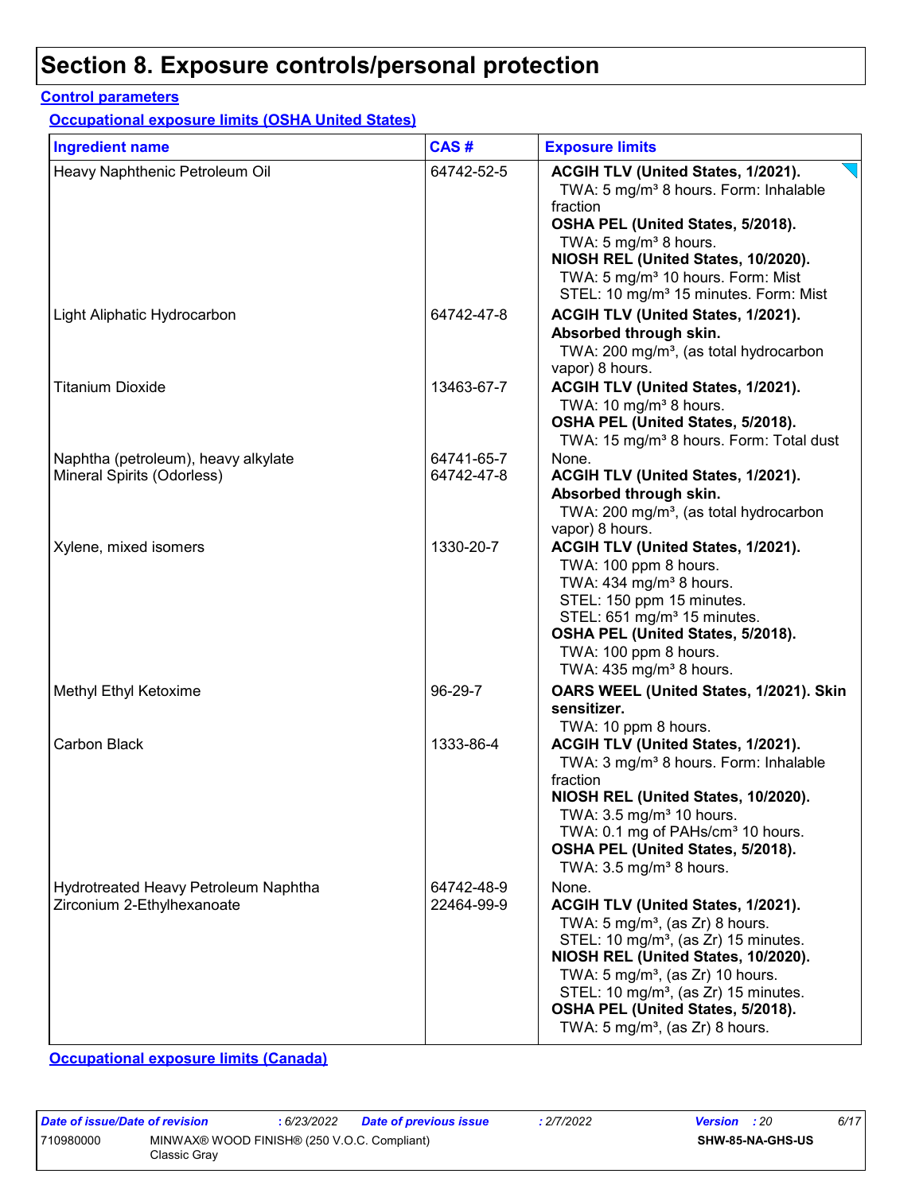# Section 8. Exposure controls/personal protection

**Control parameters**

**Occupational exposure limits (OSHA United States)**

| Ingredient name | CAS # | Exposure limits |
|---|---|---|
| Heavy Naphthenic Petroleum Oil | 64742-52-5 | **ACGIH TLV (United States, 1/2021).**<br>TWA: 5 mg/m³ 8 hours. Form: Inhalable fraction<br>**OSHA PEL (United States, 5/2018).**<br>TWA: 5 mg/m³ 8 hours.<br>**NIOSH REL (United States, 10/2020).**<br>TWA: 5 mg/m³ 10 hours. Form: Mist<br>STEL: 10 mg/m³ 15 minutes. Form: Mist |
| Light Aliphatic Hydrocarbon | 64742-47-8 | **ACGIH TLV (United States, 1/2021). Absorbed through skin.**<br>TWA: 200 mg/m³, (as total hydrocarbon vapor) 8 hours. |
| Titanium Dioxide | 13463-67-7 | **ACGIH TLV (United States, 1/2021).**<br>TWA: 10 mg/m³ 8 hours.<br>**OSHA PEL (United States, 5/2018).**<br>TWA: 15 mg/m³ 8 hours. Form: Total dust |
| Naphtha (petroleum), heavy alkylate | 64741-65-7 | None. |
| Mineral Spirits (Odorless) | 64742-47-8 | **ACGIH TLV (United States, 1/2021). Absorbed through skin.**<br>TWA: 200 mg/m³, (as total hydrocarbon vapor) 8 hours. |
| Xylene, mixed isomers | 1330-20-7 | **ACGIH TLV (United States, 1/2021).**<br>TWA: 100 ppm 8 hours.<br>TWA: 434 mg/m³ 8 hours.<br>STEL: 150 ppm 15 minutes.<br>STEL: 651 mg/m³ 15 minutes.<br>**OSHA PEL (United States, 5/2018).**<br>TWA: 100 ppm 8 hours.<br>TWA: 435 mg/m³ 8 hours. |
| Methyl Ethyl Ketoxime | 96-29-7 | **OARS WEEL (United States, 1/2021). Skin sensitizer.**<br>TWA: 10 ppm 8 hours. |
| Carbon Black | 1333-86-4 | **ACGIH TLV (United States, 1/2021).**<br>TWA: 3 mg/m³ 8 hours. Form: Inhalable fraction<br>**NIOSH REL (United States, 10/2020).**<br>TWA: 3.5 mg/m³ 10 hours.<br>TWA: 0.1 mg of PAHs/cm³ 10 hours.<br>**OSHA PEL (United States, 5/2018).**<br>TWA: 3.5 mg/m³ 8 hours. |
| Hydrotreated Heavy Petroleum Naphtha | 64742-48-9 | None. |
| Zirconium 2-Ethylhexanoate | 22464-99-9 | **ACGIH TLV (United States, 1/2021).**<br>TWA: 5 mg/m³, (as Zr) 8 hours.<br>STEL: 10 mg/m³, (as Zr) 15 minutes.<br>**NIOSH REL (United States, 10/2020).**<br>TWA: 5 mg/m³, (as Zr) 10 hours.<br>STEL: 10 mg/m³, (as Zr) 15 minutes.<br>**OSHA PEL (United States, 5/2018).**<br>TWA: 5 mg/m³, (as Zr) 8 hours. |

**Occupational exposure limits (Canada)**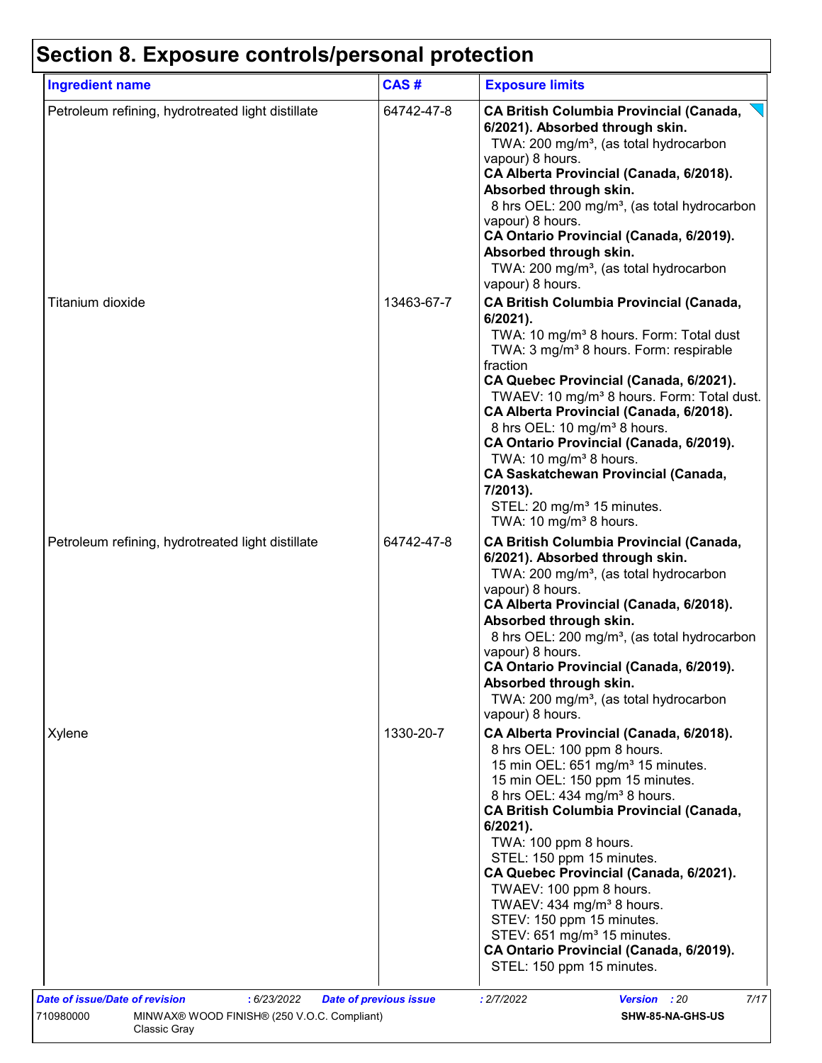# Section 8. Exposure controls/personal protection

| Ingredient name | CAS # | Exposure limits |
|---|---|---|
| Petroleum refining, hydrotreated light distillate | 64742-47-8 | **CA British Columbia Provincial (Canada, 6/2021). Absorbed through skin.**<br>TWA: 200 mg/m³, (as total hydrocarbon vapour) 8 hours.<br>**CA Alberta Provincial (Canada, 6/2018). Absorbed through skin.**<br>8 hrs OEL: 200 mg/m³, (as total hydrocarbon vapour) 8 hours.<br>**CA Ontario Provincial (Canada, 6/2019). Absorbed through skin.**<br>TWA: 200 mg/m³, (as total hydrocarbon vapour) 8 hours. |
| Titanium dioxide | 13463-67-7 | **CA British Columbia Provincial (Canada, 6/2021).**<br>TWA: 10 mg/m³ 8 hours. Form: Total dust<br>TWA: 3 mg/m³ 8 hours. Form: respirable fraction<br>**CA Quebec Provincial (Canada, 6/2021).**<br>TWAEV: 10 mg/m³ 8 hours. Form: Total dust.<br>**CA Alberta Provincial (Canada, 6/2018).**<br>8 hrs OEL: 10 mg/m³ 8 hours.<br>**CA Ontario Provincial (Canada, 6/2019).**<br>TWA: 10 mg/m³ 8 hours.<br>**CA Saskatchewan Provincial (Canada, 7/2013).**<br>STEL: 20 mg/m³ 15 minutes.<br>TWA: 10 mg/m³ 8 hours. |
| Petroleum refining, hydrotreated light distillate | 64742-47-8 | **CA British Columbia Provincial (Canada, 6/2021). Absorbed through skin.**<br>TWA: 200 mg/m³, (as total hydrocarbon vapour) 8 hours.<br>**CA Alberta Provincial (Canada, 6/2018). Absorbed through skin.**<br>8 hrs OEL: 200 mg/m³, (as total hydrocarbon vapour) 8 hours.<br>**CA Ontario Provincial (Canada, 6/2019). Absorbed through skin.**<br>TWA: 200 mg/m³, (as total hydrocarbon vapour) 8 hours. |
| Xylene | 1330-20-7 | **CA Alberta Provincial (Canada, 6/2018).**<br>8 hrs OEL: 100 ppm 8 hours.<br>15 min OEL: 651 mg/m³ 15 minutes.<br>15 min OEL: 150 ppm 15 minutes.<br>8 hrs OEL: 434 mg/m³ 8 hours.<br>**CA British Columbia Provincial (Canada, 6/2021).**<br>TWA: 100 ppm 8 hours.<br>STEL: 150 ppm 15 minutes.<br>**CA Quebec Provincial (Canada, 6/2021).**<br>TWAEV: 100 ppm 8 hours.<br>TWAEV: 434 mg/m³ 8 hours.<br>STEV: 150 ppm 15 minutes.<br>STEV: 651 mg/m³ 15 minutes.<br>**CA Ontario Provincial (Canada, 6/2019).**<br>STEL: 150 ppm 15 minutes. |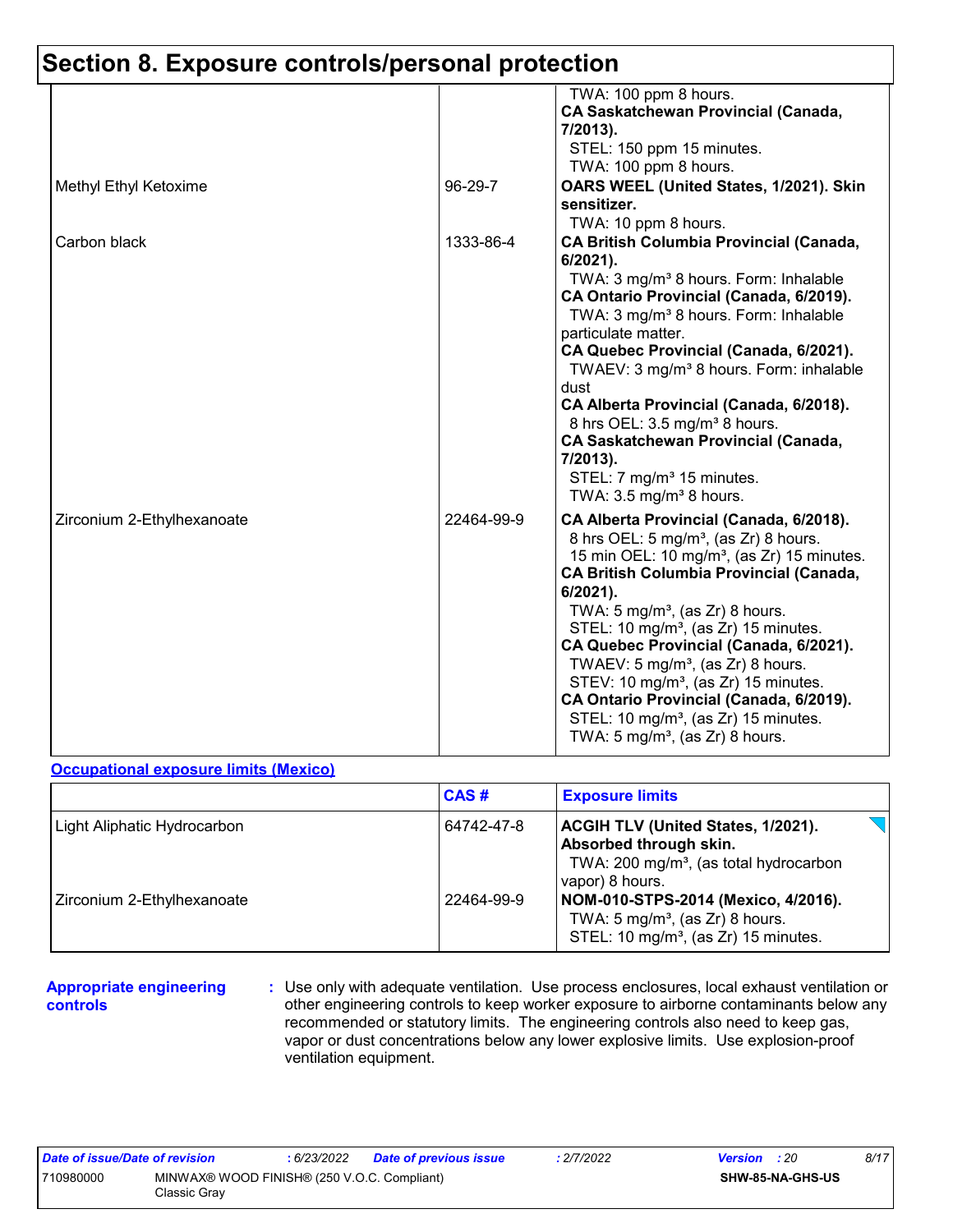## Section 8. Exposure controls/personal protection

| | | |
|---|---|---|
| | | TWA: 100 ppm 8 hours.<br>**CA Saskatchewan Provincial (Canada, 7/2013).**<br>STEL: 150 ppm 15 minutes.<br>TWA: 100 ppm 8 hours. |
| Methyl Ethyl Ketoxime | 96-29-7 | **OARS WEEL (United States, 1/2021). Skin sensitizer.**<br>TWA: 10 ppm 8 hours. |
| Carbon black | 1333-86-4 | **CA British Columbia Provincial (Canada, 6/2021).**<br>TWA: 3 mg/m³ 8 hours. Form: Inhalable<br>**CA Ontario Provincial (Canada, 6/2019).**<br>TWA: 3 mg/m³ 8 hours. Form: Inhalable particulate matter.<br>**CA Quebec Provincial (Canada, 6/2021).**<br>TWAEV: 3 mg/m³ 8 hours. Form: inhalable dust<br>**CA Alberta Provincial (Canada, 6/2018).**<br>8 hrs OEL: 3.5 mg/m³ 8 hours.<br>**CA Saskatchewan Provincial (Canada, 7/2013).**<br>STEL: 7 mg/m³ 15 minutes.<br>TWA: 3.5 mg/m³ 8 hours. |
| Zirconium 2-Ethylhexanoate | 22464-99-9 | **CA Alberta Provincial (Canada, 6/2018).**<br>8 hrs OEL: 5 mg/m³, (as Zr) 8 hours.<br>15 min OEL: 10 mg/m³, (as Zr) 15 minutes.<br>**CA British Columbia Provincial (Canada, 6/2021).**<br>TWA: 5 mg/m³, (as Zr) 8 hours.<br>STEL: 10 mg/m³, (as Zr) 15 minutes.<br>**CA Quebec Provincial (Canada, 6/2021).**<br>TWAEV: 5 mg/m³, (as Zr) 8 hours.<br>STEV: 10 mg/m³, (as Zr) 15 minutes.<br>**CA Ontario Provincial (Canada, 6/2019).**<br>STEL: 10 mg/m³, (as Zr) 15 minutes.<br>TWA: 5 mg/m³, (as Zr) 8 hours. |

**Occupational exposure limits (Mexico)**

| | CAS # | Exposure limits |
|---|---|---|
| Light Aliphatic Hydrocarbon | 64742-47-8 | **ACGIH TLV (United States, 1/2021). Absorbed through skin.**<br>TWA: 200 mg/m³, (as total hydrocarbon vapor) 8 hours. |
| Zirconium 2-Ethylhexanoate | 22464-99-9 | **NOM-010-STPS-2014 (Mexico, 4/2016).**<br>TWA: 5 mg/m³, (as Zr) 8 hours.<br>STEL: 10 mg/m³, (as Zr) 15 minutes. |

**Appropriate engineering controls** : Use only with adequate ventilation. Use process enclosures, local exhaust ventilation or other engineering controls to keep worker exposure to airborne contaminants below any recommended or statutory limits. The engineering controls also need to keep gas, vapor or dust concentrations below any lower explosive limits. Use explosion-proof ventilation equipment.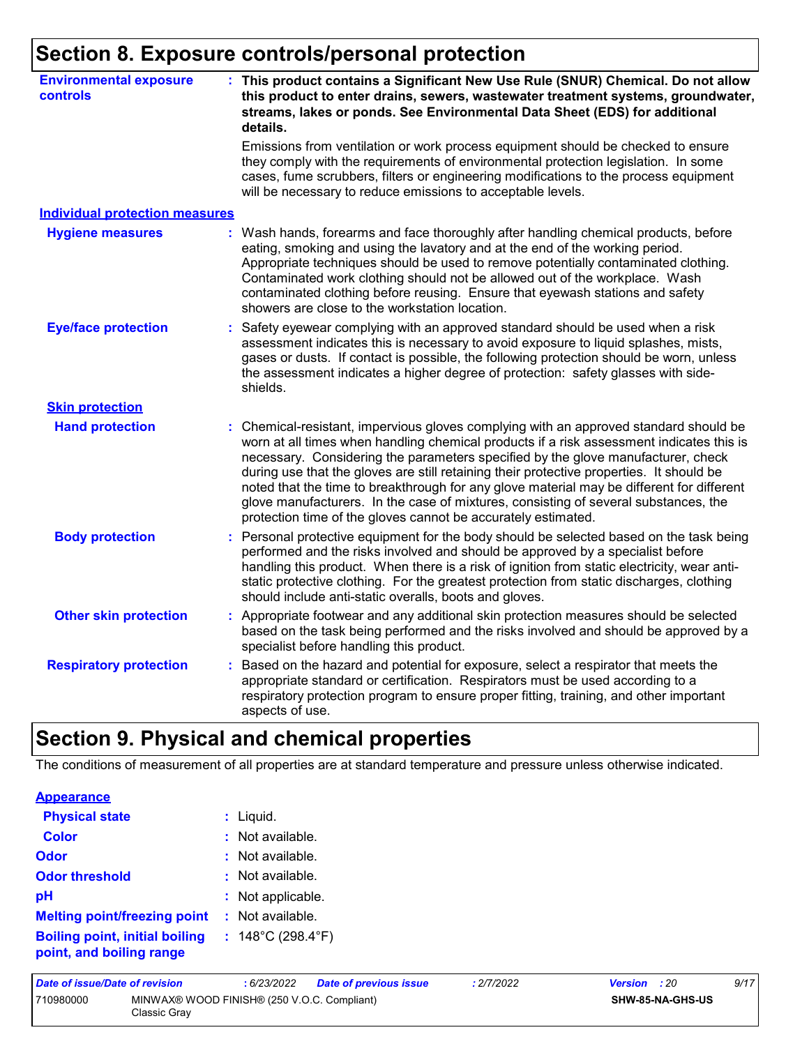## Section 8. Exposure controls/personal protection

**Environmental exposure controls** : **This product contains a Significant New Use Rule (SNUR) Chemical. Do not allow this product to enter drains, sewers, wastewater treatment systems, groundwater, streams, lakes or ponds. See Environmental Data Sheet (EDS) for additional details.**

Emissions from ventilation or work process equipment should be checked to ensure they comply with the requirements of environmental protection legislation. In some cases, fume scrubbers, filters or engineering modifications to the process equipment will be necessary to reduce emissions to acceptable levels.

### Individual protection measures

**Hygiene measures** : Wash hands, forearms and face thoroughly after handling chemical products, before eating, smoking and using the lavatory and at the end of the working period. Appropriate techniques should be used to remove potentially contaminated clothing. Contaminated work clothing should not be allowed out of the workplace. Wash contaminated clothing before reusing. Ensure that eyewash stations and safety showers are close to the workstation location.

**Eye/face protection** : Safety eyewear complying with an approved standard should be used when a risk assessment indicates this is necessary to avoid exposure to liquid splashes, mists, gases or dusts. If contact is possible, the following protection should be worn, unless the assessment indicates a higher degree of protection: safety glasses with side-shields.

#### Skin protection

**Hand protection** : Chemical-resistant, impervious gloves complying with an approved standard should be worn at all times when handling chemical products if a risk assessment indicates this is necessary. Considering the parameters specified by the glove manufacturer, check during use that the gloves are still retaining their protective properties. It should be noted that the time to breakthrough for any glove material may be different for different glove manufacturers. In the case of mixtures, consisting of several substances, the protection time of the gloves cannot be accurately estimated.

**Body protection** : Personal protective equipment for the body should be selected based on the task being performed and the risks involved and should be approved by a specialist before handling this product. When there is a risk of ignition from static electricity, wear anti-static protective clothing. For the greatest protection from static discharges, clothing should include anti-static overalls, boots and gloves.

**Other skin protection** : Appropriate footwear and any additional skin protection measures should be selected based on the task being performed and the risks involved and should be approved by a specialist before handling this product.

**Respiratory protection** : Based on the hazard and potential for exposure, select a respirator that meets the appropriate standard or certification. Respirators must be used according to a respiratory protection program to ensure proper fitting, training, and other important aspects of use.

## Section 9. Physical and chemical properties

The conditions of measurement of all properties are at standard temperature and pressure unless otherwise indicated.

### Appearance

**Physical state** : Liquid.

**Color** : Not available.

**Odor** : Not available.

**Odor threshold** : Not available.

**pH** : Not applicable.

**Melting point/freezing point** : Not available.

**Boiling point, initial boiling point, and boiling range** : 148°C (298.4°F)

| Date of issue/Date of revision | : 6/23/2022 | Date of previous issue | : 2/7/2022 | Version : 20 |
|---|---|---|---|---|
| 710980000 | MINWAX® WOOD FINISH® (250 V.O.C. Compliant) Classic Gray | | | SHW-85-NA-GHS-US |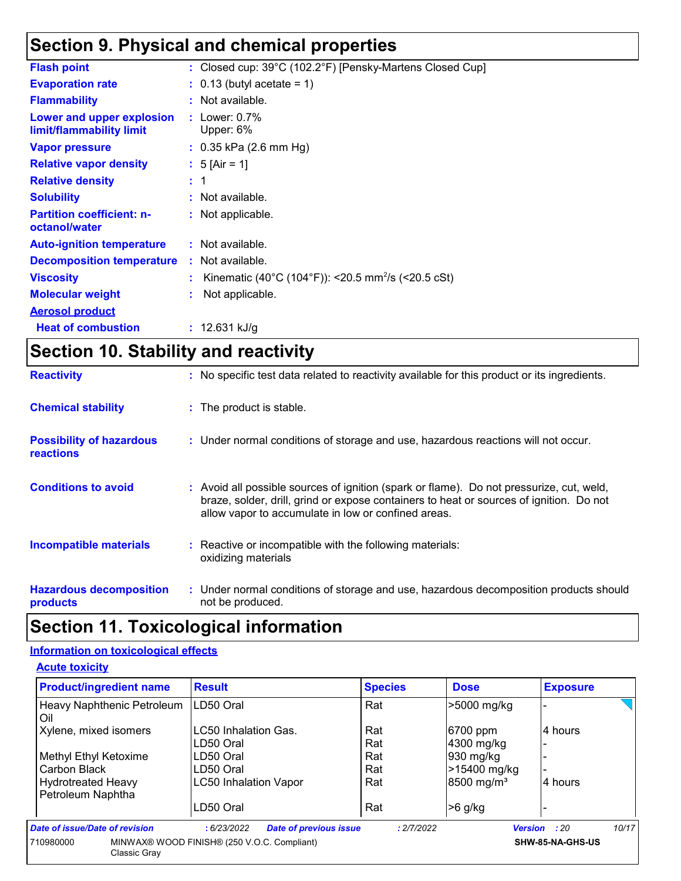## Section 9. Physical and chemical properties

| | |
|---|---|
| **Flash point** | : Closed cup: 39°C (102.2°F) [Pensky-Martens Closed Cup] |
| **Evaporation rate** | : 0.13 (butyl acetate = 1) |
| **Flammability** | : Not available. |
| **Lower and upper explosion limit/flammability limit** | : Lower: 0.7%<br>Upper: 6% |
| **Vapor pressure** | : 0.35 kPa (2.6 mm Hg) |
| **Relative vapor density** | : 5 [Air = 1] |
| **Relative density** | : 1 |
| **Solubility** | : Not available. |
| **Partition coefficient: n-octanol/water** | : Not applicable. |
| **Auto-ignition temperature** | : Not available. |
| **Decomposition temperature** | : Not available. |
| **Viscosity** | : Kinematic (40°C (104°F)): <20.5 $mm^2/s$ (<20.5 cSt) |
| **Molecular weight** | : Not applicable. |

**Aerosol product**

| | |
|---|---|
| **Heat of combustion** | : 12.631 kJ/g |

## Section 10. Stability and reactivity

| | |
|---|---|
| **Reactivity** | : No specific test data related to reactivity available for this product or its ingredients. |
| **Chemical stability** | : The product is stable. |
| **Possibility of hazardous reactions** | : Under normal conditions of storage and use, hazardous reactions will not occur. |
| **Conditions to avoid** | : Avoid all possible sources of ignition (spark or flame). Do not pressurize, cut, weld, braze, solder, drill, grind or expose containers to heat or sources of ignition. Do not allow vapor to accumulate in low or confined areas. |
| **Incompatible materials** | : Reactive or incompatible with the following materials:<br>oxidizing materials |
| **Hazardous decomposition products** | : Under normal conditions of storage and use, hazardous decomposition products should not be produced. |

## Section 11. Toxicological information

### Information on toxicological effects

#### Acute toxicity

| Product/ingredient name | Result | Species | Dose | Exposure |
|---|---|---|---|---|
| Heavy Naphthenic Petroleum Oil | LD50 Oral | Rat | >5000 mg/kg | - |
| Xylene, mixed isomers | LC50 Inhalation Gas. | Rat | 6700 ppm | 4 hours |
| | LD50 Oral | Rat | 4300 mg/kg | - |
| Methyl Ethyl Ketoxime | LD50 Oral | Rat | 930 mg/kg | - |
| Carbon Black | LD50 Oral | Rat | >15400 mg/kg | - |
| Hydrotreated Heavy Petroleum Naphtha | LC50 Inhalation Vapor | Rat | 8500 $mg/m^3$ | 4 hours |
| | LD50 Oral | Rat | >6 g/kg | - |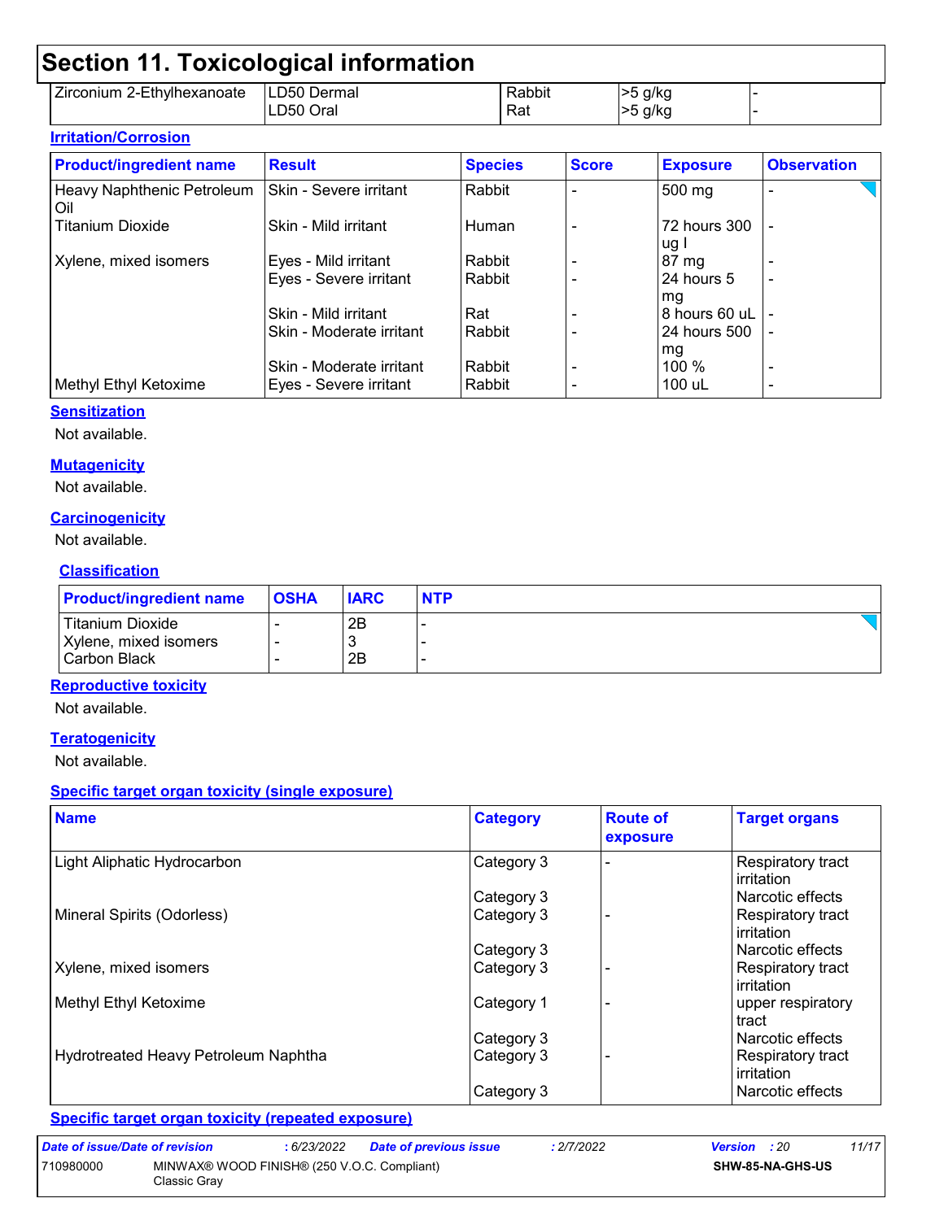## Section 11. Toxicological information

| | | | | |
|---|---|---|---|---|
| Zirconium 2-Ethylhexanoate | LD50 Dermal | Rabbit | >5 g/kg | - |
| | LD50 Oral | Rat | >5 g/kg | - |

### Irritation/Corrosion

| Product/ingredient name | Result | Species | Score | Exposure | Observation |
|---|---|---|---|---|---|
| Heavy Naphthenic Petroleum Oil | Skin - Severe irritant | Rabbit | - | 500 mg | - |
| Titanium Dioxide | Skin - Mild irritant | Human | - | 72 hours 300 ug I | - |
| Xylene, mixed isomers | Eyes - Mild irritant | Rabbit | - | 87 mg | - |
| | Eyes - Severe irritant | Rabbit | - | 24 hours 5 mg | - |
| | Skin - Mild irritant | Rat | - | 8 hours 60 uL | - |
| | Skin - Moderate irritant | Rabbit | - | 24 hours 500 mg | - |
| | Skin - Moderate irritant | Rabbit | - | 100 % | - |
| Methyl Ethyl Ketoxime | Eyes - Severe irritant | Rabbit | - | 100 uL | - |

### Sensitization

Not available.

### Mutagenicity

Not available.

### Carcinogenicity

Not available.

### Classification

| Product/ingredient name | OSHA | IARC | NTP |
|---|---|---|---|
| Titanium Dioxide | - | 2B | - |
| Xylene, mixed isomers | - | 3 | - |
| Carbon Black | - | 2B | - |

### Reproductive toxicity

Not available.

### Teratogenicity

Not available.

### Specific target organ toxicity (single exposure)

| Name | Category | Route of exposure | Target organs |
|---|---|---|---|
| Light Aliphatic Hydrocarbon | Category 3 | - | Respiratory tract irritation |
| | Category 3 | | Narcotic effects |
| Mineral Spirits (Odorless) | Category 3 | - | Respiratory tract irritation |
| | Category 3 | | Narcotic effects |
| Xylene, mixed isomers | Category 3 | - | Respiratory tract irritation |
| Methyl Ethyl Ketoxime | Category 1 | - | upper respiratory tract |
| | Category 3 | | Narcotic effects |
| Hydrotreated Heavy Petroleum Naphtha | Category 3 | - | Respiratory tract irritation |
| | Category 3 | | Narcotic effects |

### Specific target organ toxicity (repeated exposure)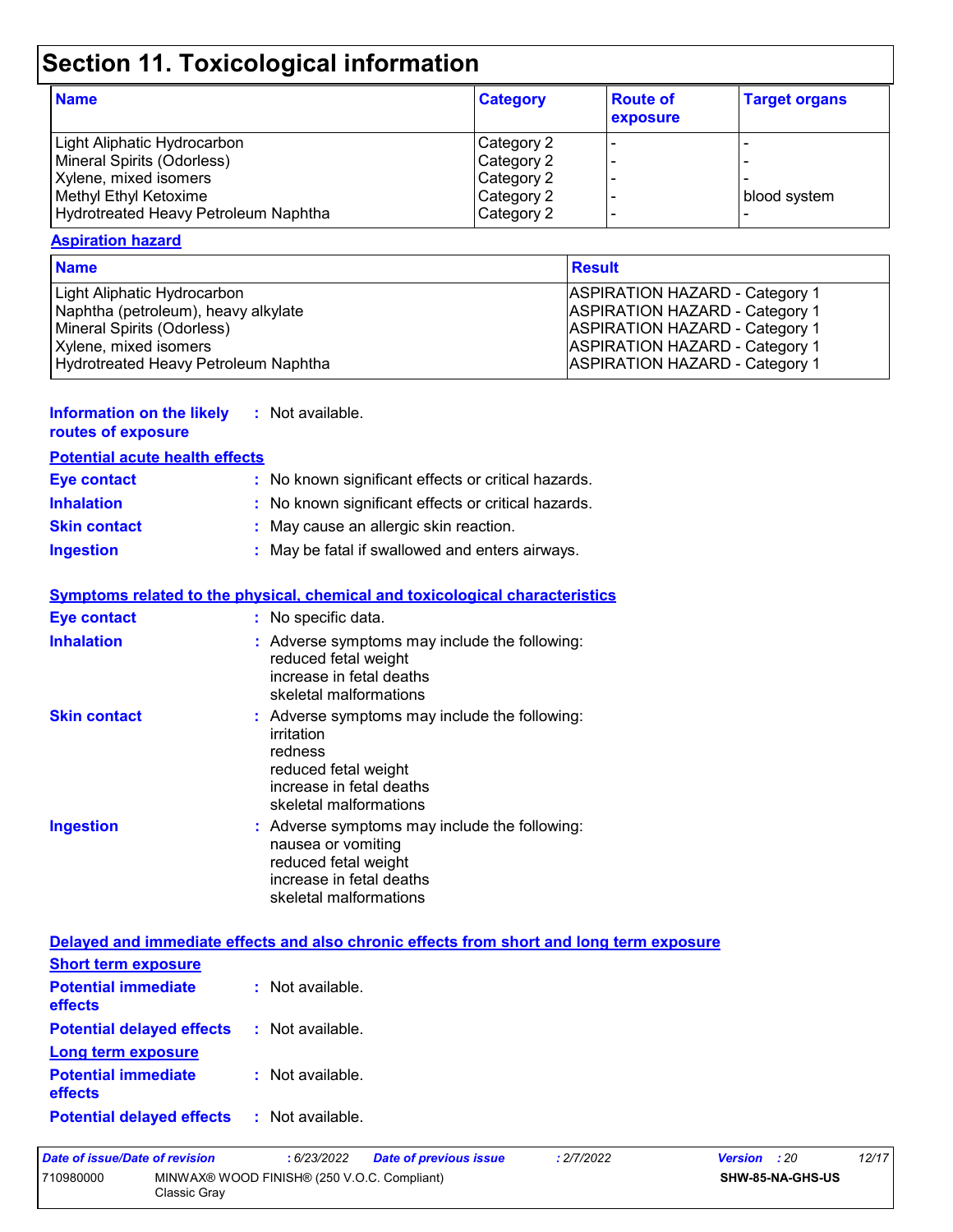# Section 11. Toxicological information

| Name | Category | Route of exposure | Target organs |
|---|---|---|---|
| Light Aliphatic Hydrocarbon | Category 2 | - | - |
| Mineral Spirits (Odorless) | Category 2 | - | - |
| Xylene, mixed isomers | Category 2 | - | - |
| Methyl Ethyl Ketoxime | Category 2 | - | blood system |
| Hydrotreated Heavy Petroleum Naphtha | Category 2 | - | - |

**Aspiration hazard**

| Name | Result |
|---|---|
| Light Aliphatic Hydrocarbon | ASPIRATION HAZARD - Category 1 |
| Naphtha (petroleum), heavy alkylate | ASPIRATION HAZARD - Category 1 |
| Mineral Spirits (Odorless) | ASPIRATION HAZARD - Category 1 |
| Xylene, mixed isomers | ASPIRATION HAZARD - Category 1 |
| Hydrotreated Heavy Petroleum Naphtha | ASPIRATION HAZARD - Category 1 |

**Information on the likely routes of exposure** : Not available.

**Potential acute health effects**

**Eye contact** : No known significant effects or critical hazards.

**Inhalation** : No known significant effects or critical hazards.

**Skin contact** : May cause an allergic skin reaction.

**Ingestion** : May be fatal if swallowed and enters airways.

**Symptoms related to the physical, chemical and toxicological characteristics**

**Eye contact** : No specific data.

**Inhalation** : Adverse symptoms may include the following:
reduced fetal weight
increase in fetal deaths
skeletal malformations

**Skin contact** : Adverse symptoms may include the following:
irritation
redness
reduced fetal weight
increase in fetal deaths
skeletal malformations

**Ingestion** : Adverse symptoms may include the following:
nausea or vomiting
reduced fetal weight
increase in fetal deaths
skeletal malformations

**Delayed and immediate effects and also chronic effects from short and long term exposure**

**Short term exposure**

**Potential immediate effects** : Not available.

**Potential delayed effects** : Not available.

**Long term exposure**

**Potential immediate effects** : Not available.

**Potential delayed effects** : Not available.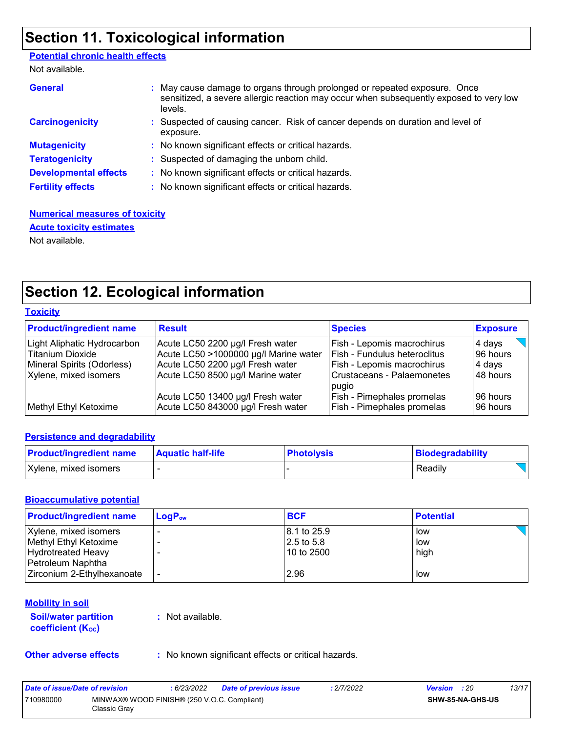# Section 11. Toxicological information

**Potential chronic health effects**

Not available.

**General** : May cause damage to organs through prolonged or repeated exposure. Once sensitized, a severe allergic reaction may occur when subsequently exposed to very low levels.

**Carcinogenicity** : Suspected of causing cancer. Risk of cancer depends on duration and level of exposure.

**Mutagenicity** : No known significant effects or critical hazards.

**Teratogenicity** : Suspected of damaging the unborn child.

**Developmental effects** : No known significant effects or critical hazards.

**Fertility effects** : No known significant effects or critical hazards.

**Numerical measures of toxicity**

**Acute toxicity estimates**

Not available.

# Section 12. Ecological information

**Toxicity**

| Product/ingredient name | Result | Species | Exposure |
|---|---|---|---|
| Light Aliphatic Hydrocarbon | Acute LC50 2200 µg/l Fresh water | Fish - Lepomis macrochirus | 4 days |
| Titanium Dioxide | Acute LC50 >1000000 µg/l Marine water | Fish - Fundulus heteroclitus | 96 hours |
| Mineral Spirits (Odorless) | Acute LC50 2200 µg/l Fresh water | Fish - Lepomis macrochirus | 4 days |
| Xylene, mixed isomers | Acute LC50 8500 µg/l Marine water | Crustaceans - Palaemonetes pugio | 48 hours |
| | Acute LC50 13400 µg/l Fresh water | Fish - Pimephales promelas | 96 hours |
| Methyl Ethyl Ketoxime | Acute LC50 843000 µg/l Fresh water | Fish - Pimephales promelas | 96 hours |

**Persistence and degradability**

| Product/ingredient name | Aquatic half-life | Photolysis | Biodegradability |
|---|---|---|---|
| Xylene, mixed isomers | - | - | Readily |

**Bioaccumulative potential**

| Product/ingredient name | $LogP_{ow}$ | BCF | Potential |
|---|---|---|---|
| Xylene, mixed isomers | - | 8.1 to 25.9 | low |
| Methyl Ethyl Ketoxime | - | 2.5 to 5.8 | low |
| Hydrotreated Heavy Petroleum Naphtha | - | 10 to 2500 | high |
| Zirconium 2-Ethylhexanoate | - | 2.96 | low |

**Mobility in soil**

**Soil/water partition coefficient ($K_{OC}$)** : Not available.

**Other adverse effects** : No known significant effects or critical hazards.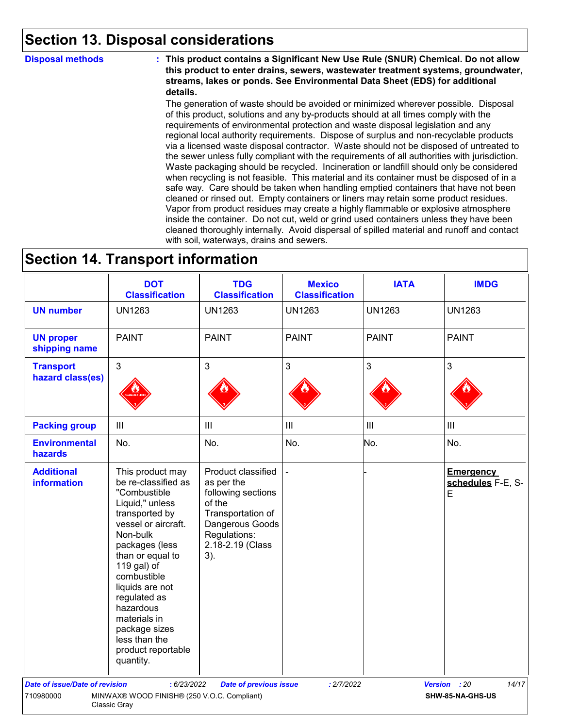## Section 13. Disposal considerations

**Disposal methods** : **This product contains a Significant New Use Rule (SNUR) Chemical. Do not allow this product to enter drains, sewers, wastewater treatment systems, groundwater, streams, lakes or ponds. See Environmental Data Sheet (EDS) for additional details.**

The generation of waste should be avoided or minimized wherever possible. Disposal of this product, solutions and any by-products should at all times comply with the requirements of environmental protection and waste disposal legislation and any regional local authority requirements. Dispose of surplus and non-recyclable products via a licensed waste disposal contractor. Waste should not be disposed of untreated to the sewer unless fully compliant with the requirements of all authorities with jurisdiction. Waste packaging should be recycled. Incineration or landfill should only be considered when recycling is not feasible. This material and its container must be disposed of in a safe way. Care should be taken when handling emptied containers that have not been cleaned or rinsed out. Empty containers or liners may retain some product residues. Vapor from product residues may create a highly flammable or explosive atmosphere inside the container. Do not cut, weld or grind used containers unless they have been cleaned thoroughly internally. Avoid dispersal of spilled material and runoff and contact with soil, waterways, drains and sewers.

## Section 14. Transport information

| | DOT Classification | TDG Classification | Mexico Classification | IATA | IMDG |
|---|---|---|---|---|---|
| **UN number** | UN1263 | UN1263 | UN1263 | UN1263 | UN1263 |
| **UN proper shipping name** | PAINT | PAINT | PAINT | PAINT | PAINT |
| **Transport hazard class(es)** | 3 | 3 | 3 | 3 | 3 |
| **Packing group** | III | III | III | III | III |
| **Environmental hazards** | No. | No. | No. | No. | No. |
| **Additional information** | This product may be re-classified as "Combustible Liquid," unless transported by vessel or aircraft. Non-bulk packages (less than or equal to 119 gal) of combustible liquids are not regulated as hazardous materials in package sizes less than the product reportable quantity. | Product classified as per the following sections of the Transportation of Dangerous Goods Regulations: 2.18-2.19 (Class 3). | - | - | **Emergency schedules** F-E, S-E |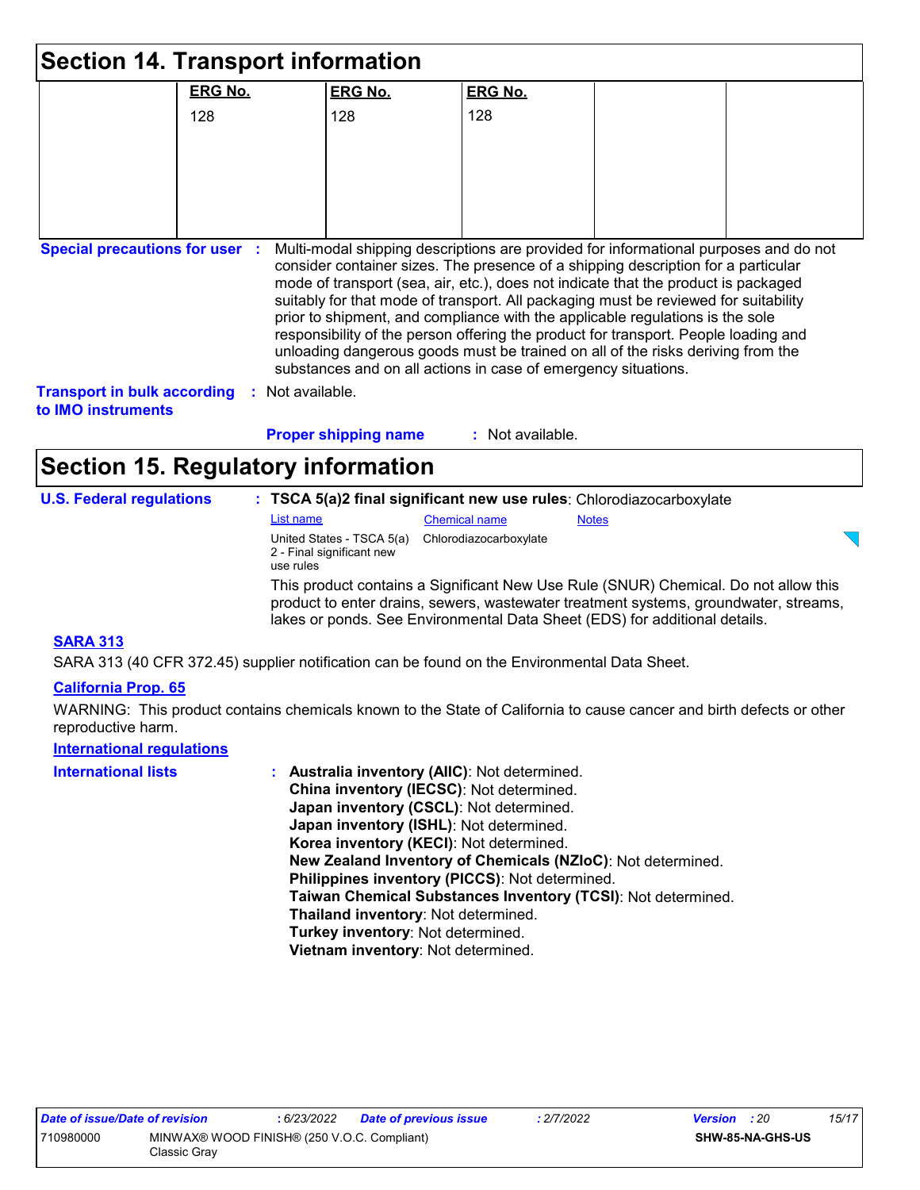## Section 14. Transport information

| | ERG No. | ERG No. | ERG No. | | |
|---|---|---|---|---|---|
| | 128 | 128 | 128 | | |

**Special precautions for user** : Multi-modal shipping descriptions are provided for informational purposes and do not consider container sizes. The presence of a shipping description for a particular mode of transport (sea, air, etc.), does not indicate that the product is packaged suitably for that mode of transport. All packaging must be reviewed for suitability prior to shipment, and compliance with the applicable regulations is the sole responsibility of the person offering the product for transport. People loading and unloading dangerous goods must be trained on all of the risks deriving from the substances and on all actions in case of emergency situations.

**Transport in bulk according to IMO instruments** : Not available.

**Proper shipping name** : Not available.

## Section 15. Regulatory information

**U.S. Federal regulations** : **TSCA 5(a)2 final significant new use rules**: Chlorodiazocarboxylate

| List name | Chemical name | Notes |
|---|---|---|
| United States - TSCA 5(a) 2 - Final significant new use rules | Chlorodiazocarboxylate | |

This product contains a Significant New Use Rule (SNUR) Chemical. Do not allow this product to enter drains, sewers, wastewater treatment systems, groundwater, streams, lakes or ponds. See Environmental Data Sheet (EDS) for additional details.

**SARA 313**

SARA 313 (40 CFR 372.45) supplier notification can be found on the Environmental Data Sheet.

**California Prop. 65**

WARNING: This product contains chemicals known to the State of California to cause cancer and birth defects or other reproductive harm.

**International regulations**

**International lists** :
**Australia inventory (AIIC)**: Not determined.
**China inventory (IECSC)**: Not determined.
**Japan inventory (CSCL)**: Not determined.
**Japan inventory (ISHL)**: Not determined.
**Korea inventory (KECI)**: Not determined.
**New Zealand Inventory of Chemicals (NZIoC)**: Not determined.
**Philippines inventory (PICCS)**: Not determined.
**Taiwan Chemical Substances Inventory (TCSI)**: Not determined.
**Thailand inventory**: Not determined.
**Turkey inventory**: Not determined.
**Vietnam inventory**: Not determined.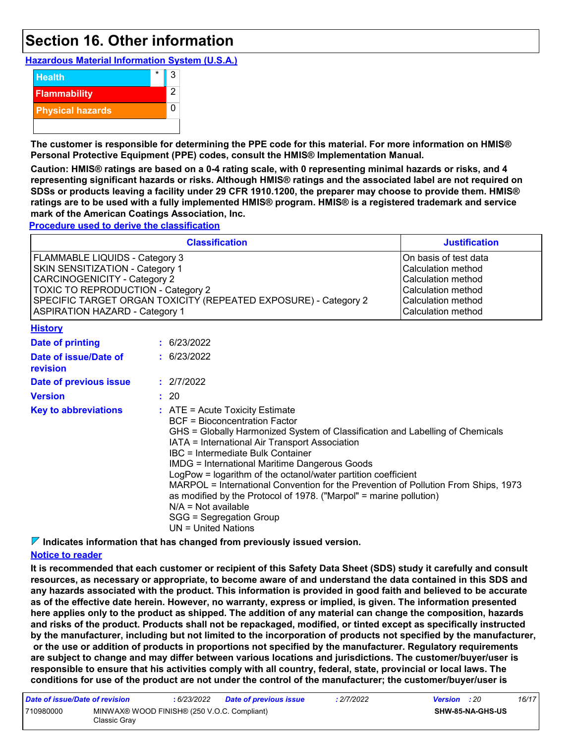# Section 16. Other information

**Hazardous Material Information System (U.S.A.)**

| | | |
|---|---|---|
| Health | * | 3 |
| Flammability | | 2 |
| Physical hazards | | 0 |

**The customer is responsible for determining the PPE code for this material. For more information on HMIS® Personal Protective Equipment (PPE) codes, consult the HMIS® Implementation Manual.**

**Caution: HMIS® ratings are based on a 0-4 rating scale, with 0 representing minimal hazards or risks, and 4 representing significant hazards or risks. Although HMIS® ratings and the associated label are not required on SDSs or products leaving a facility under 29 CFR 1910.1200, the preparer may choose to provide them. HMIS® ratings are to be used with a fully implemented HMIS® program. HMIS® is a registered trademark and service mark of the American Coatings Association, Inc.**

**Procedure used to derive the classification**

| Classification | Justification |
|---|---|
| FLAMMABLE LIQUIDS - Category 3 | On basis of test data |
| SKIN SENSITIZATION - Category 1 | Calculation method |
| CARCINOGENICITY - Category 2 | Calculation method |
| TOXIC TO REPRODUCTION - Category 2 | Calculation method |
| SPECIFIC TARGET ORGAN TOXICITY (REPEATED EXPOSURE) - Category 2 | Calculation method |
| ASPIRATION HAZARD - Category 1 | Calculation method |

**History**

**Date of printing** : 6/23/2022

**Date of issue/Date of revision** : 6/23/2022

**Date of previous issue** : 2/7/2022

**Version** : 20

**Key to abbreviations** :
ATE = Acute Toxicity Estimate
BCF = Bioconcentration Factor
GHS = Globally Harmonized System of Classification and Labelling of Chemicals
IATA = International Air Transport Association
IBC = Intermediate Bulk Container
IMDG = International Maritime Dangerous Goods
LogPow = logarithm of the octanol/water partition coefficient
MARPOL = International Convention for the Prevention of Pollution From Ships, 1973 as modified by the Protocol of 1978. ("Marpol" = marine pollution)
N/A = Not available
SGG = Segregation Group
UN = United Nations

**Indicates information that has changed from previously issued version.**

**Notice to reader**

**It is recommended that each customer or recipient of this Safety Data Sheet (SDS) study it carefully and consult resources, as necessary or appropriate, to become aware of and understand the data contained in this SDS and any hazards associated with the product. This information is provided in good faith and believed to be accurate as of the effective date herein. However, no warranty, express or implied, is given. The information presented here applies only to the product as shipped. The addition of any material can change the composition, hazards and risks of the product. Products shall not be repackaged, modified, or tinted except as specifically instructed by the manufacturer, including but not limited to the incorporation of products not specified by the manufacturer, or the use or addition of products in proportions not specified by the manufacturer. Regulatory requirements are subject to change and may differ between various locations and jurisdictions. The customer/buyer/user is responsible to ensure that his activities comply with all country, federal, state, provincial or local laws. The conditions for use of the product are not under the control of the manufacturer; the customer/buyer/user is**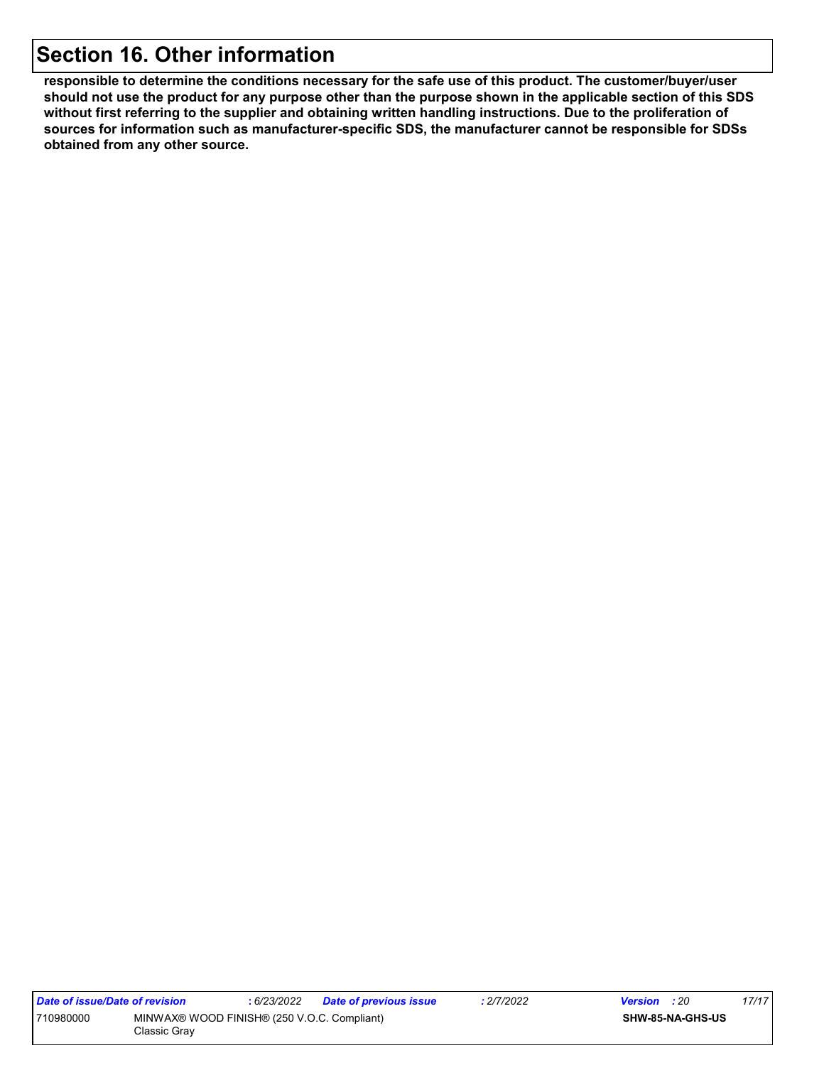# Section 16. Other information

**responsible to determine the conditions necessary for the safe use of this product. The customer/buyer/user should not use the product for any purpose other than the purpose shown in the applicable section of this SDS without first referring to the supplier and obtaining written handling instructions. Due to the proliferation of sources for information such as manufacturer-specific SDS, the manufacturer cannot be responsible for SDSs obtained from any other source.**